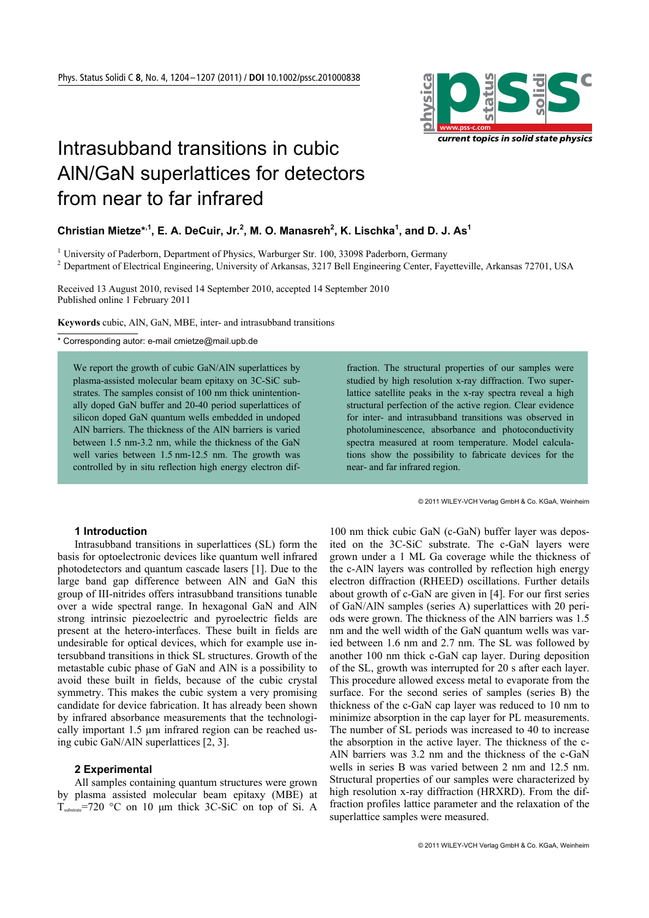# Intrasubband transitions in cubic AlN/GaN superlattices for detectors from near to far infrared

**Christian Mietze*[,1], E. A. DeCuir, Jr.[2], M. O. Manasreh[2], K. Lischka[1], and D. J. As[1]**

[1] University of Paderborn, Department of Physics, Warburger Str. 100, 33098 Paderborn, Germany
[2] Department of Electrical Engineering, University of Arkansas, 3217 Bell Engineering Center, Fayetteville, Arkansas 72701, USA

Received 13 August 2010, revised 14 September 2010, accepted 14 September 2010
Published online 1 February 2011

**Keywords** cubic, AlN, GaN, MBE, inter- and intrasubband transitions

\* Corresponding autor: e-mail cmietze@mail.upb.de

We report the growth of cubic GaN/AlN superlattices by plasma-assisted molecular beam epitaxy on 3C-SiC substrates. The samples consist of 100 nm thick unintentionally doped GaN buffer and 20-40 period superlattices of silicon doped GaN quantum wells embedded in undoped AlN barriers. The thickness of the AlN barriers is varied between 1.5 nm-3.2 nm, while the thickness of the GaN well varies between 1.5 nm-12.5 nm. The growth was controlled by in situ reflection high energy electron diffraction. The structural properties of our samples were studied by high resolution x-ray diffraction. Two superlattice satellite peaks in the x-ray spectra reveal a high structural perfection of the active region. Clear evidence for inter- and intrasubband transitions was observed in photoluminescence, absorbance and photoconductivity spectra measured at room temperature. Model calculations show the possibility to fabricate devices for the near- and far infrared region.

© 2011 WILEY-VCH Verlag GmbH & Co. KGaA, Weinheim

## 1 Introduction

Intrasubband transitions in superlattices (SL) form the basis for optoelectronic devices like quantum well infrared photodetectors and quantum cascade lasers [1]. Due to the large band gap difference between AlN and GaN this group of III-nitrides offers intrasubband transitions tunable over a wide spectral range. In hexagonal GaN and AlN strong intrinsic piezoelectric and pyroelectric fields are present at the hetero-interfaces. These built in fields are undesirable for optical devices, which for example use intersubband transitions in thick SL structures. Growth of the metastable cubic phase of GaN and AlN is a possibility to avoid these built in fields, because of the cubic crystal symmetry. This makes the cubic system a very promising candidate for device fabrication. It has already been shown by infrared absorbance measurements that the technologically important 1.5 µm infrared region can be reached using cubic GaN/AlN superlattices [2, 3].

## 2 Experimental

All samples containing quantum structures were grown by plasma assisted molecular beam epitaxy (MBE) at $T_{substrate}$=720 °C on 10 µm thick 3C-SiC on top of Si. A 100 nm thick cubic GaN (c-GaN) buffer layer was deposited on the 3C-SiC substrate. The c-GaN layers were grown under a 1 ML Ga coverage while the thickness of the c-AlN layers was controlled by reflection high energy electron diffraction (RHEED) oscillations. Further details about growth of c-GaN are given in [4]. For our first series of GaN/AlN samples (series A) superlattices with 20 periods were grown. The thickness of the AlN barriers was 1.5 nm and the well width of the GaN quantum wells was varied between 1.6 nm and 2.7 nm. The SL was followed by another 100 nm thick c-GaN cap layer. During deposition of the SL, growth was interrupted for 20 s after each layer. This procedure allowed excess metal to evaporate from the surface. For the second series of samples (series B) the thickness of the c-GaN cap layer was reduced to 10 nm to minimize absorption in the cap layer for PL measurements. The number of SL periods was increased to 40 to increase the absorption in the active layer. The thickness of the c-AlN barriers was 3.2 nm and the thickness of the c-GaN wells in series B was varied between 2 nm and 12.5 nm. Structural properties of our samples were characterized by high resolution x-ray diffraction (HRXRD). From the diffraction profiles lattice parameter and the relaxation of the superlattice samples were measured.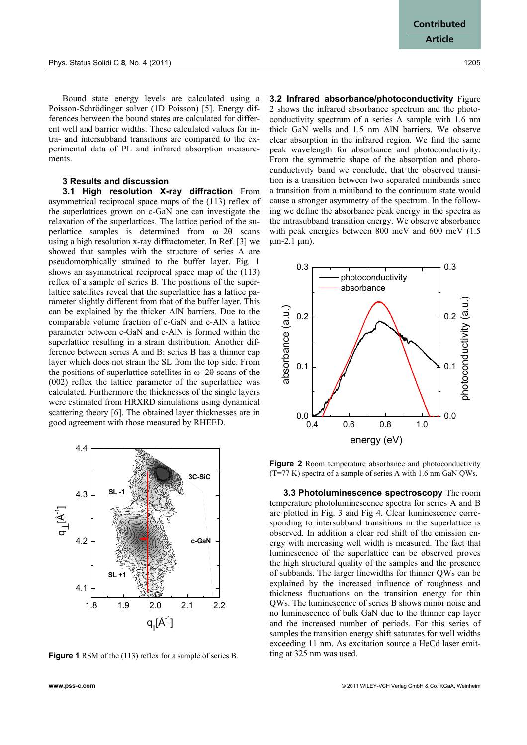Bound state energy levels are calculated using a Poisson-Schrödinger solver (1D Poisson) [5]. Energy differences between the bound states are calculated for different well and barrier widths. These calculated values for intra- and intersubband transitions are compared to the experimental data of PL and infrared absorption measurements.

## 3 Results and discussion

**3.1 High resolution X-ray diffraction** From asymmetrical reciprocal space maps of the (113) reflex of the superlattices grown on c-GaN one can investigate the relaxation of the superlattices. The lattice period of the superlattice samples is determined from ω–2θ scans using a high resolution x-ray diffractometer. In Ref. [3] we showed that samples with the structure of series A are pseudomorphically strained to the buffer layer. Fig. 1 shows an asymmetrical reciprocal space map of the (113) reflex of a sample of series B. The positions of the superlattice satellites reveal that the superlattice has a lattice parameter slightly different from that of the buffer layer. This can be explained by the thicker AlN barriers. Due to the comparable volume fraction of c-GaN and c-AlN a lattice parameter between c-GaN and c-AlN is formed within the superlattice resulting in a strain distribution. Another difference between series A and B: series B has a thinner cap layer which does not strain the SL from the top side. From the positions of superlattice satellites in ω–2θ scans of the (002) reflex the lattice parameter of the superlattice was calculated. Furthermore the thicknesses of the single layers were estimated from HRXRD simulations using dynamical scattering theory [6]. The obtained layer thicknesses are in good agreement with those measured by RHEED.

**Figure 1** RSM of the (113) reflex for a sample of series B.

**3.2 Infrared absorbance/photoconductivity** Figure 2 shows the infrared absorbance spectrum and the photoconductivity spectrum of a series A sample with 1.6 nm thick GaN wells and 1.5 nm AlN barriers. We observe clear absorption in the infrared region. We find the same peak wavelength for absorbance and photoconductivity. From the symmetric shape of the absorption and photocunductivity band we conclude, that the observed transition is a transition between two separated minibands since a transition from a miniband to the continuum state would cause a stronger asymmetry of the spectrum. In the following we define the absorbance peak energy in the spectra as the intrasubband transition energy. We observe absorbance with peak energies between 800 meV and 600 meV (1.5 μm-2.1 μm).

**Figure 2** Room temperature absorbance and photoconductivity (T=77 K) spectra of a sample of series A with 1.6 nm GaN QWs.

**3.3 Photoluminescence spectroscopy** The room temperature photoluminescence spectra for series A and B are plotted in Fig. 3 and Fig 4. Clear luminescence corresponding to intersubband transitions in the superlattice is observed. In addition a clear red shift of the emission energy with increasing well width is measured. The fact that luminescence of the superlattice can be observed proves the high structural quality of the samples and the presence of subbands. The larger linewidths for thinner QWs can be explained by the increased influence of roughness and thickness fluctuations on the transition energy for thin QWs. The luminescence of series B shows minor noise and no luminescence of bulk GaN due to the thinner cap layer and the increased number of periods. For this series of samples the transition energy shift saturates for well widths exceeding 11 nm. As excitation source a HeCd laser emitting at 325 nm was used.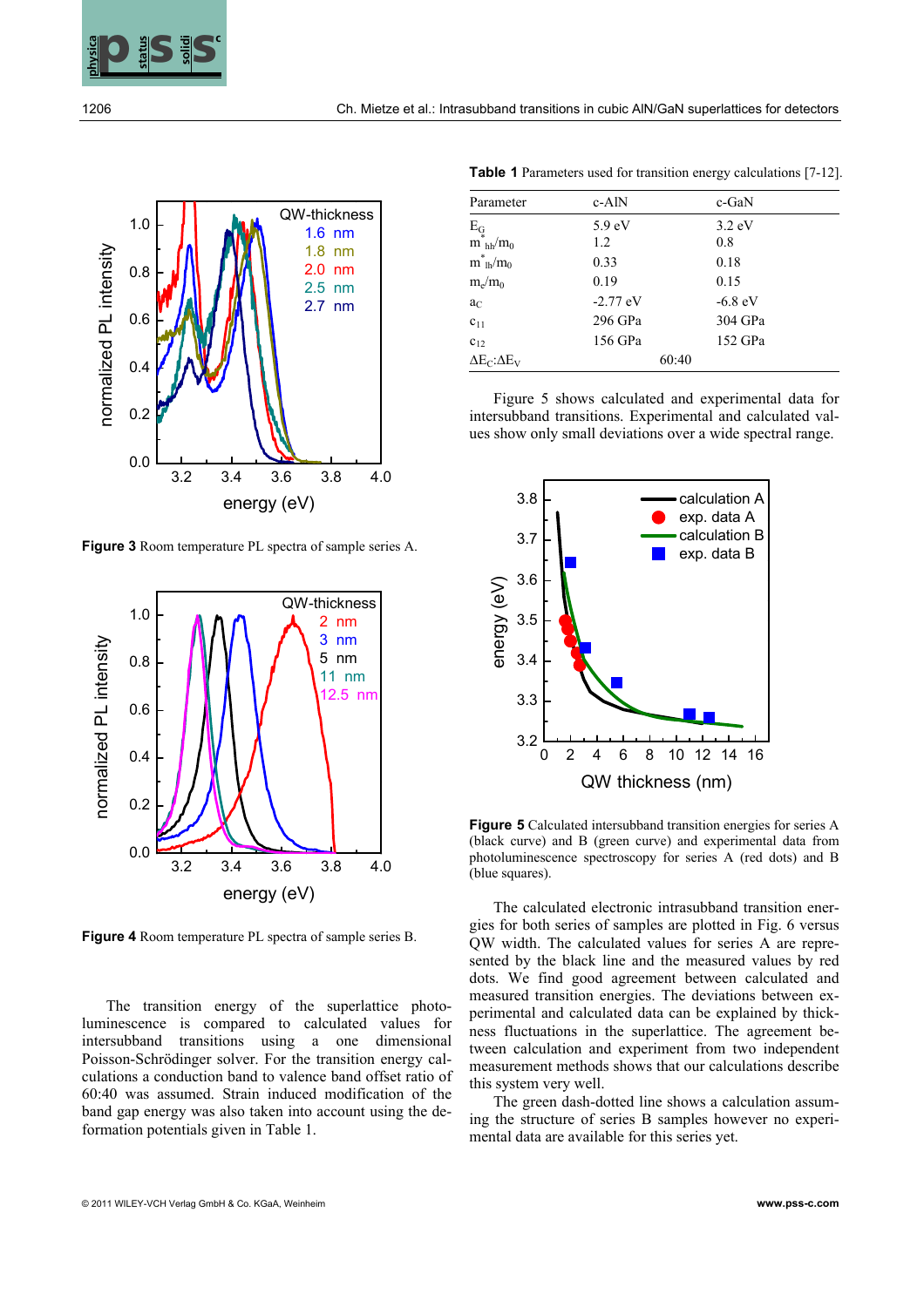**Figure 3** Room temperature PL spectra of sample series A.

**Figure 4** Room temperature PL spectra of sample series B.

The transition energy of the superlattice photoluminescence is compared to calculated values for intersubband transitions using a one dimensional Poisson-Schrödinger solver. For the transition energy calculations a conduction band to valence band offset ratio of 60:40 was assumed. Strain induced modification of the band gap energy was also taken into account using the deformation potentials given in Table 1.

**Table 1** Parameters used for transition energy calculations [7-12].

| Parameter | c-AlN | c-GaN |
|---|---|---|
| $E_G$ | 5.9 eV | 3.2 eV |
| $m^*_{hh}/m_0$ | 1.2 | 0.8 |
| $m^*_{lh}/m_0$ | 0.33 | 0.18 |
| $m_e/m_0$ | 0.19 | 0.15 |
| $a_C$ | -2.77 eV | -6.8 eV |
| $c_{11}$ | 296 GPa | 304 GPa |
| $c_{12}$ | 156 GPa | 152 GPa |
| $\Delta E_C:\Delta E_V$ | 60:40 | |

Figure 5 shows calculated and experimental data for intersubband transitions. Experimental and calculated values show only small deviations over a wide spectral range.

**Figure 5** Calculated intersubband transition energies for series A (black curve) and B (green curve) and experimental data from photoluminescence spectroscopy for series A (red dots) and B (blue squares).

The calculated electronic intrasubband transition energies for both series of samples are plotted in Fig. 6 versus QW width. The calculated values for series A are represented by the black line and the measured values by red dots. We find good agreement between calculated and measured transition energies. The deviations between experimental and calculated data can be explained by thickness fluctuations in the superlattice. The agreement between calculation and experiment from two independent measurement methods shows that our calculations describe this system very well.

The green dash-dotted line shows a calculation assuming the structure of series B samples however no experimental data are available for this series yet.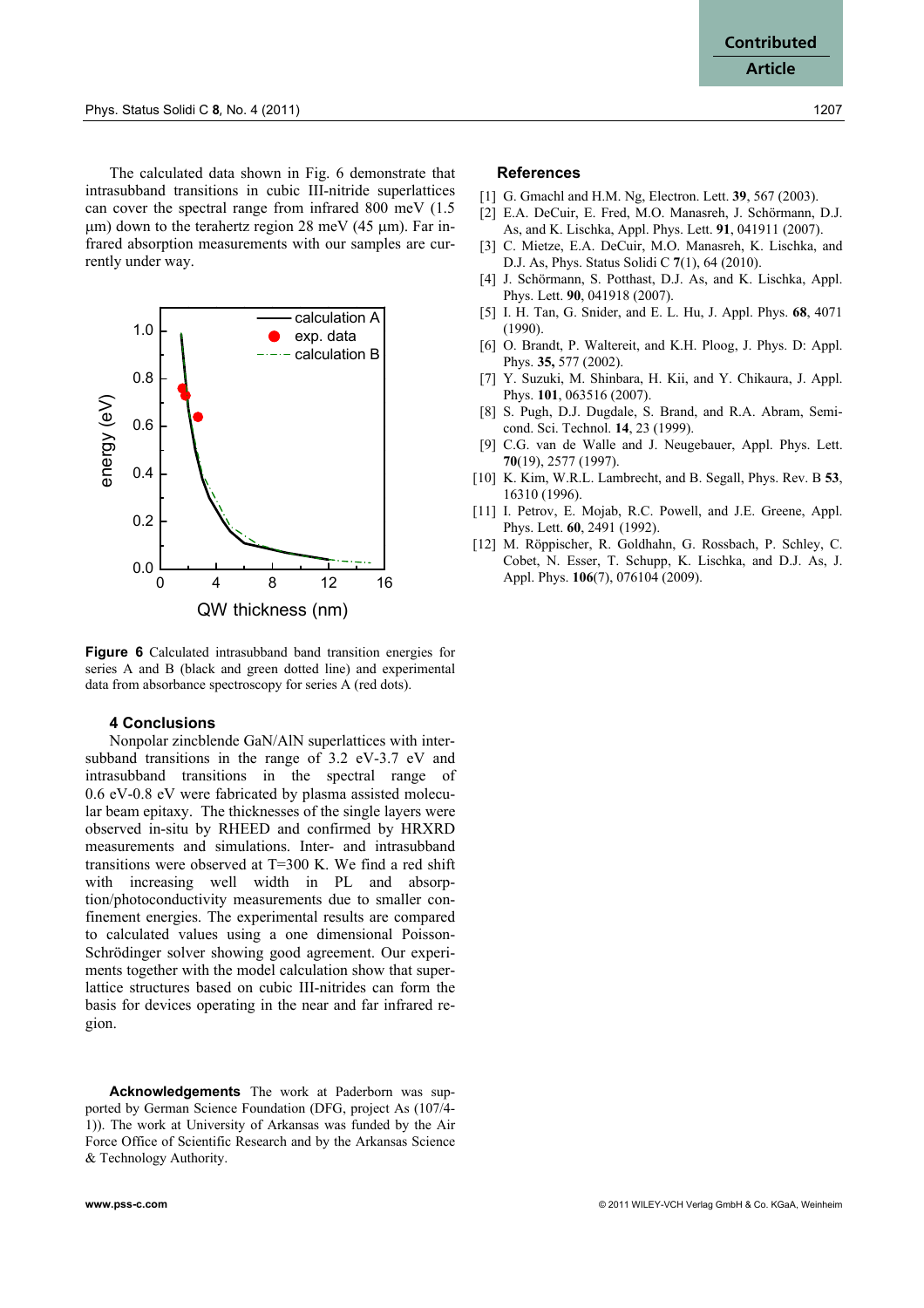The calculated data shown in Fig. 6 demonstrate that intrasubband transitions in cubic III-nitride superlattices can cover the spectral range from infrared 800 meV (1.5 µm) down to the terahertz region 28 meV (45 µm). Far infrared absorption measurements with our samples are currently under way.

calculation A
exp. data
calculation B
energy (eV)
1.0
0.8
0.6
0.4
0.2
0.0
0
4
8
12
16
QW thickness (nm)

**Figure 6** Calculated intrasubband band transition energies for series A and B (black and green dotted line) and experimental data from absorbance spectroscopy for series A (red dots).

## 4 Conclusions

Nonpolar zincblende GaN/AlN superlattices with intersubband transitions in the range of 3.2 eV-3.7 eV and intrasubband transitions in the spectral range of 0.6 eV-0.8 eV were fabricated by plasma assisted molecular beam epitaxy. The thicknesses of the single layers were observed in-situ by RHEED and confirmed by HRXRD measurements and simulations. Inter- and intrasubband transitions were observed at T=300 K. We find a red shift with increasing well width in PL and absorption/photoconductivity measurements due to smaller confinement energies. The experimental results are compared to calculated values using a one dimensional Poisson-Schrödinger solver showing good agreement. Our experiments together with the model calculation show that superlattice structures based on cubic III-nitrides can form the basis for devices operating in the near and far infrared region.

**Acknowledgements** The work at Paderborn was supported by German Science Foundation (DFG, project As (107/4-1)). The work at University of Arkansas was funded by the Air Force Office of Scientific Research and by the Arkansas Science & Technology Authority.

## References

[1] G. Gmachl and H.M. Ng, Electron. Lett. **39**, 567 (2003).
[2] E.A. DeCuir, E. Fred, M.O. Manasreh, J. Schörmann, D.J. As, and K. Lischka, Appl. Phys. Lett. **91**, 041911 (2007).
[3] C. Mietze, E.A. DeCuir, M.O. Manasreh, K. Lischka, and D.J. As, Phys. Status Solidi C **7**(1), 64 (2010).
[4] J. Schörmann, S. Potthast, D.J. As, and K. Lischka, Appl. Phys. Lett. **90**, 041918 (2007).
[5] I. H. Tan, G. Snider, and E. L. Hu, J. Appl. Phys. **68**, 4071 (1990).
[6] O. Brandt, P. Waltereit, and K.H. Ploog, J. Phys. D: Appl. Phys. **35,** 577 (2002).
[7] Y. Suzuki, M. Shinbara, H. Kii, and Y. Chikaura, J. Appl. Phys. **101**, 063516 (2007).
[8] S. Pugh, D.J. Dugdale, S. Brand, and R.A. Abram, Semicond. Sci. Technol. **14**, 23 (1999).
[9] C.G. van de Walle and J. Neugebauer, Appl. Phys. Lett. **70**(19), 2577 (1997).
[10] K. Kim, W.R.L. Lambrecht, and B. Segall, Phys. Rev. B **53**, 16310 (1996).
[11] I. Petrov, E. Mojab, R.C. Powell, and J.E. Greene, Appl. Phys. Lett. **60**, 2491 (1992).
[12] M. Röppischer, R. Goldhahn, G. Rossbach, P. Schley, C. Cobet, N. Esser, T. Schupp, K. Lischka, and D.J. As, J. Appl. Phys. **106**(7), 076104 (2009).